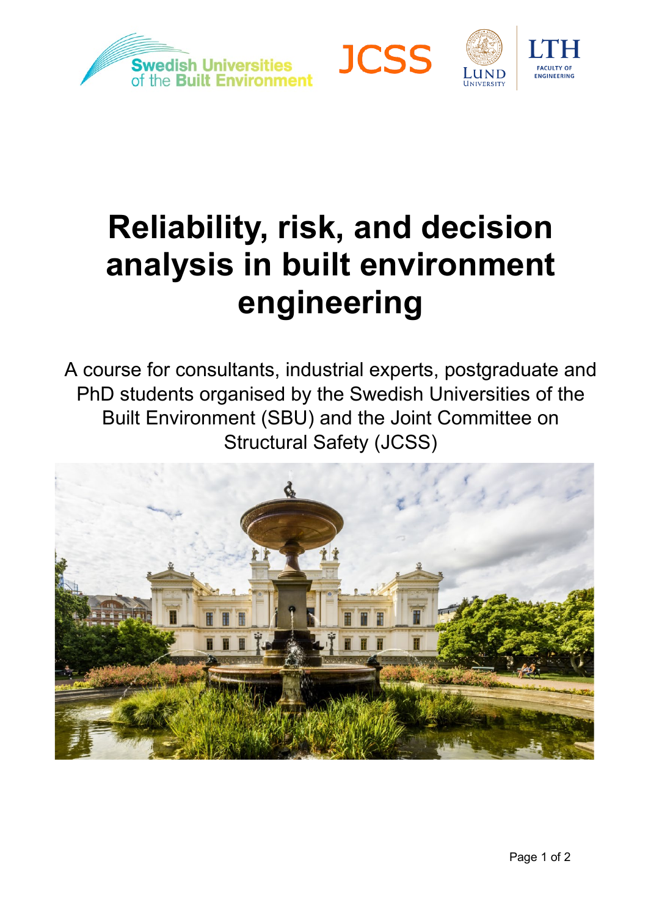# Reliability, risk, and decision analysis in built environment engineering

A course for consultants, industrial experts, postgraduate and PhD students organised by the Swedish Universities of the Built Environment (SBU) and the Joint Committee on Structural Safety (JCSS)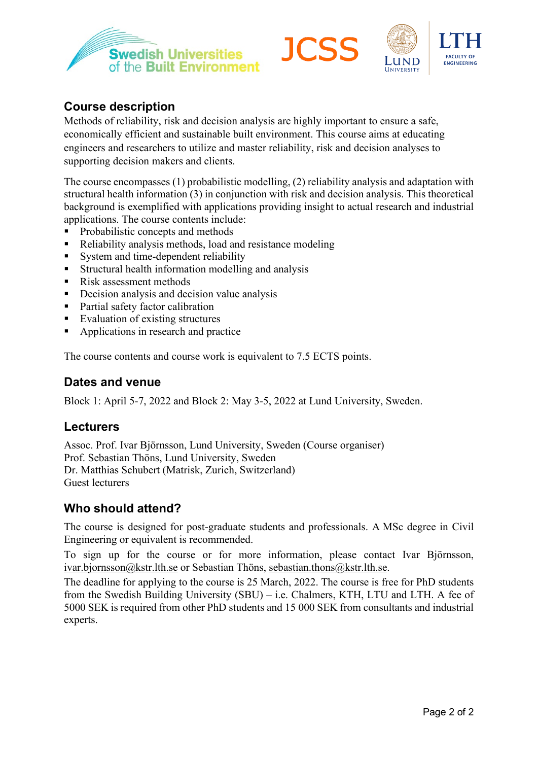## Course description

Methods of reliability, risk and decision analysis are highly important to ensure a safe, economically efficient and sustainable built environment. This course aims at educating engineers and researchers to utilize and master reliability, risk and decision analyses to supporting decision makers and clients.

The course encompasses (1) probabilistic modelling, (2) reliability analysis and adaptation with structural health information (3) in conjunction with risk and decision analysis. This theoretical background is exemplified with applications providing insight to actual research and industrial applications. The course contents include:

- Probabilistic concepts and methods
- Reliability analysis methods, load and resistance modeling
- System and time-dependent reliability
- Structural health information modelling and analysis
- Risk assessment methods
- Decision analysis and decision value analysis
- Partial safety factor calibration
- Evaluation of existing structures
- Applications in research and practice

The course contents and course work is equivalent to 7.5 ECTS points.

## Dates and venue

Block 1: April 5-7, 2022 and Block 2: May 3-5, 2022 at Lund University, Sweden.

## Lecturers

Assoc. Prof. Ivar Björnsson, Lund University, Sweden (Course organiser)
Prof. Sebastian Thöns, Lund University, Sweden
Dr. Matthias Schubert (Matrisk, Zurich, Switzerland)
Guest lecturers

## Who should attend?

The course is designed for post-graduate students and professionals. A MSc degree in Civil Engineering or equivalent is recommended.

To sign up for the course or for more information, please contact Ivar Björnsson, ivar.bjornsson@kstr.lth.se or Sebastian Thöns, sebastian.thons@kstr.lth.se.

The deadline for applying to the course is 25 March, 2022. The course is free for PhD students from the Swedish Building University (SBU) – i.e. Chalmers, KTH, LTU and LTH. A fee of 5000 SEK is required from other PhD students and 15 000 SEK from consultants and industrial experts.